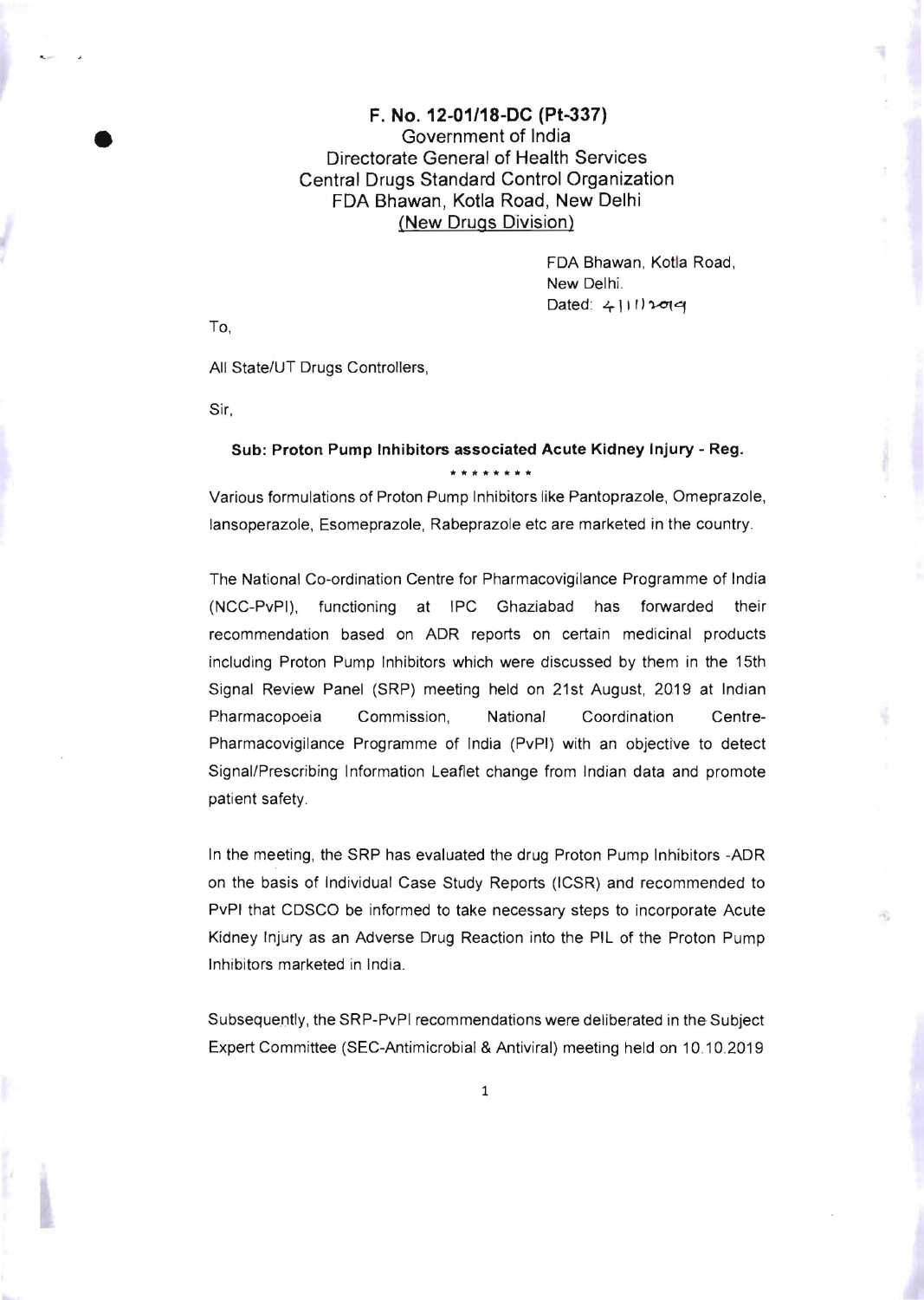**F. No. 12-01/18-DC (Pt-337)**
Government of India
Directorate General of Health Services
Central Drugs Standard Control Organization
FDA Bhawan, Kotla Road, New Delhi
<u>(New Drugs Division)</u>

FDA Bhawan, Kotla Road,
New Delhi.
Dated: 4/11/2019

To,

All State/UT Drugs Controllers,

Sir,

**Sub: Proton Pump Inhibitors associated Acute Kidney Injury - Reg.**

\*\*\*\*\*\*\*\*

Various formulations of Proton Pump Inhibitors like Pantoprazole, Omeprazole, lansoperazole, Esomeprazole, Rabeprazole etc are marketed in the country.

The National Co-ordination Centre for Pharmacovigilance Programme of India (NCC-PvPI), functioning at IPC Ghaziabad has forwarded their recommendation based on ADR reports on certain medicinal products including Proton Pump Inhibitors which were discussed by them in the 15th Signal Review Panel (SRP) meeting held on 21st August, 2019 at Indian Pharmacopoeia Commission, National Coordination Centre-Pharmacovigilance Programme of India (PvPI) with an objective to detect Signal/Prescribing Information Leaflet change from Indian data and promote patient safety.

In the meeting, the SRP has evaluated the drug Proton Pump Inhibitors -ADR on the basis of Individual Case Study Reports (ICSR) and recommended to PvPI that CDSCO be informed to take necessary steps to incorporate Acute Kidney Injury as an Adverse Drug Reaction into the PIL of the Proton Pump Inhibitors marketed in India.

Subsequently, the SRP-PvPI recommendations were deliberated in the Subject Expert Committee (SEC-Antimicrobial & Antiviral) meeting held on 10.10.2019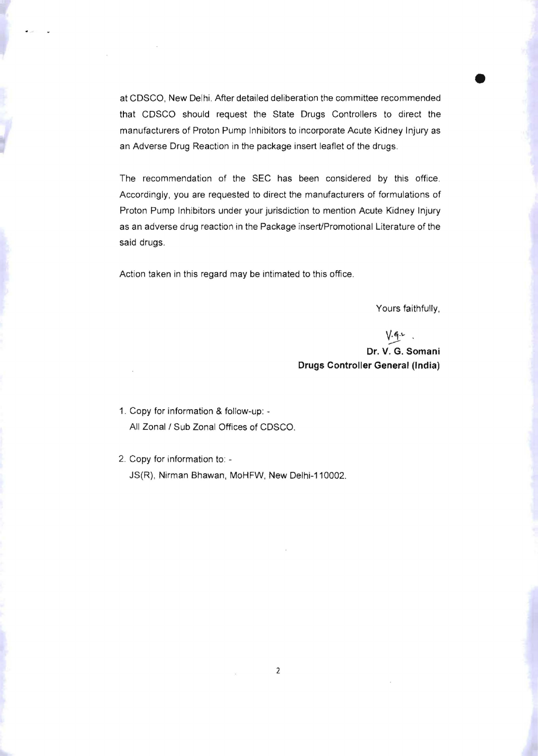at CDSCO, New Delhi. After detailed deliberation the committee recommended that CDSCO should request the State Drugs Controllers to direct the manufacturers of Proton Pump Inhibitors to incorporate Acute Kidney Injury as an Adverse Drug Reaction in the package insert leaflet of the drugs.

The recommendation of the SEC has been considered by this office. Accordingly, you are requested to direct the manufacturers of formulations of Proton Pump Inhibitors under your jurisdiction to mention Acute Kidney Injury as an adverse drug reaction in the Package insert/Promotional Literature of the said drugs.

Action taken in this regard may be intimated to this office.

Yours faithfully,

**Dr. V. G. Somani**
**Drugs Controller General (India)**

1. Copy for information & follow-up: -
   All Zonal / Sub Zonal Offices of CDSCO.

2. Copy for information to: -
   JS(R), Nirman Bhawan, MoHFW, New Delhi-110002.